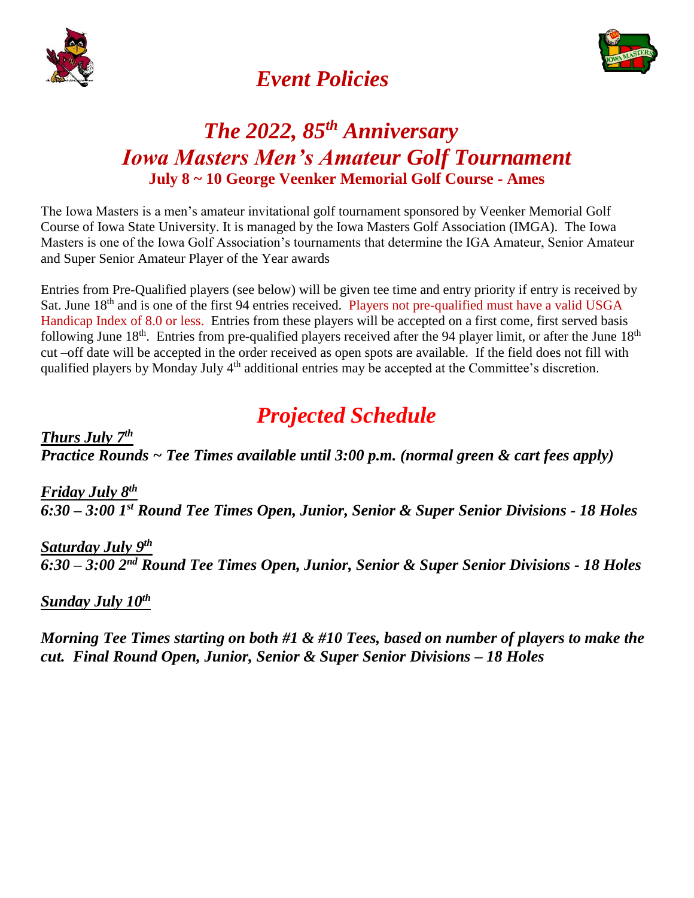# *Event Policies*

## *The 2022, 85th Anniversary Iowa Masters Men's Amateur Golf Tournament*

**July 8 ~ 10 George Veenker Memorial Golf Course - Ames**

The Iowa Masters is a men's amateur invitational golf tournament sponsored by Veenker Memorial Golf Course of Iowa State University. It is managed by the Iowa Masters Golf Association (IMGA). The Iowa Masters is one of the Iowa Golf Association's tournaments that determine the IGA Amateur, Senior Amateur and Super Senior Amateur Player of the Year awards

Entries from Pre-Qualified players (see below) will be given tee time and entry priority if entry is received by Sat. June 18th and is one of the first 94 entries received. Players not pre-qualified must have a valid USGA Handicap Index of 8.0 or less. Entries from these players will be accepted on a first come, first served basis following June 18th. Entries from pre-qualified players received after the 94 player limit, or after the June 18th cut –off date will be accepted in the order received as open spots are available. If the field does not fill with qualified players by Monday July 4th additional entries may be accepted at the Committee's discretion.

## *Projected Schedule*

***Thurs July 7th***

***Practice Rounds ~ Tee Times available until 3:00 p.m. (normal green & cart fees apply)***

***Friday July 8th***

***6:30 – 3:00 1st Round Tee Times Open, Junior, Senior & Super Senior Divisions - 18 Holes***

***Saturday July 9th***

***6:30 – 3:00 2nd Round Tee Times Open, Junior, Senior & Super Senior Divisions - 18 Holes***

***Sunday July 10th***

***Morning Tee Times starting on both #1 & #10 Tees, based on number of players to make the cut. Final Round Open, Junior, Senior & Super Senior Divisions – 18 Holes***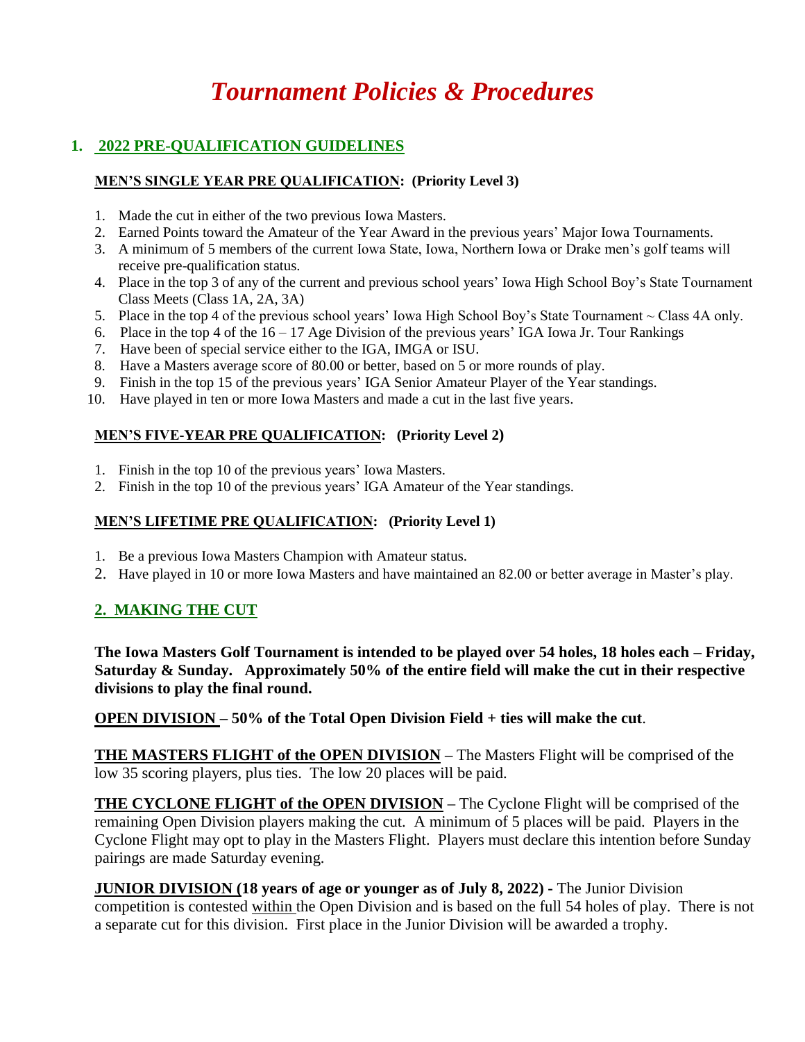# *Tournament Policies & Procedures*

## 1. 2022 PRE-QUALIFICATION GUIDELINES

### MEN'S SINGLE YEAR PRE QUALIFICATION: (Priority Level 3)

1. Made the cut in either of the two previous Iowa Masters.
2. Earned Points toward the Amateur of the Year Award in the previous years' Major Iowa Tournaments.
3. A minimum of 5 members of the current Iowa State, Iowa, Northern Iowa or Drake men's golf teams will receive pre-qualification status.
4. Place in the top 3 of any of the current and previous school years' Iowa High School Boy's State Tournament Class Meets (Class 1A, 2A, 3A)
5. Place in the top 4 of the previous school years' Iowa High School Boy's State Tournament ~ Class 4A only.
6. Place in the top 4 of the 16 – 17 Age Division of the previous years' IGA Iowa Jr. Tour Rankings
7. Have been of special service either to the IGA, IMGA or ISU.
8. Have a Masters average score of 80.00 or better, based on 5 or more rounds of play.
9. Finish in the top 15 of the previous years' IGA Senior Amateur Player of the Year standings.
10. Have played in ten or more Iowa Masters and made a cut in the last five years.

### MEN'S FIVE-YEAR PRE QUALIFICATION: (Priority Level 2)

1. Finish in the top 10 of the previous years' Iowa Masters.
2. Finish in the top 10 of the previous years' IGA Amateur of the Year standings.

### MEN'S LIFETIME PRE QUALIFICATION: (Priority Level 1)

1. Be a previous Iowa Masters Champion with Amateur status.
2. Have played in 10 or more Iowa Masters and have maintained an 82.00 or better average in Master's play.

## 2. MAKING THE CUT

**The Iowa Masters Golf Tournament is intended to be played over 54 holes, 18 holes each – Friday, Saturday & Sunday. Approximately 50% of the entire field will make the cut in their respective divisions to play the final round.**

**OPEN DIVISION – 50% of the Total Open Division Field + ties will make the cut**.

**THE MASTERS FLIGHT of the OPEN DIVISION –** The Masters Flight will be comprised of the low 35 scoring players, plus ties. The low 20 places will be paid.

**THE CYCLONE FLIGHT of the OPEN DIVISION –** The Cyclone Flight will be comprised of the remaining Open Division players making the cut. A minimum of 5 places will be paid. Players in the Cyclone Flight may opt to play in the Masters Flight. Players must declare this intention before Sunday pairings are made Saturday evening.

**JUNIOR DIVISION (18 years of age or younger as of July 8, 2022) -** The Junior Division competition is contested within the Open Division and is based on the full 54 holes of play. There is not a separate cut for this division. First place in the Junior Division will be awarded a trophy.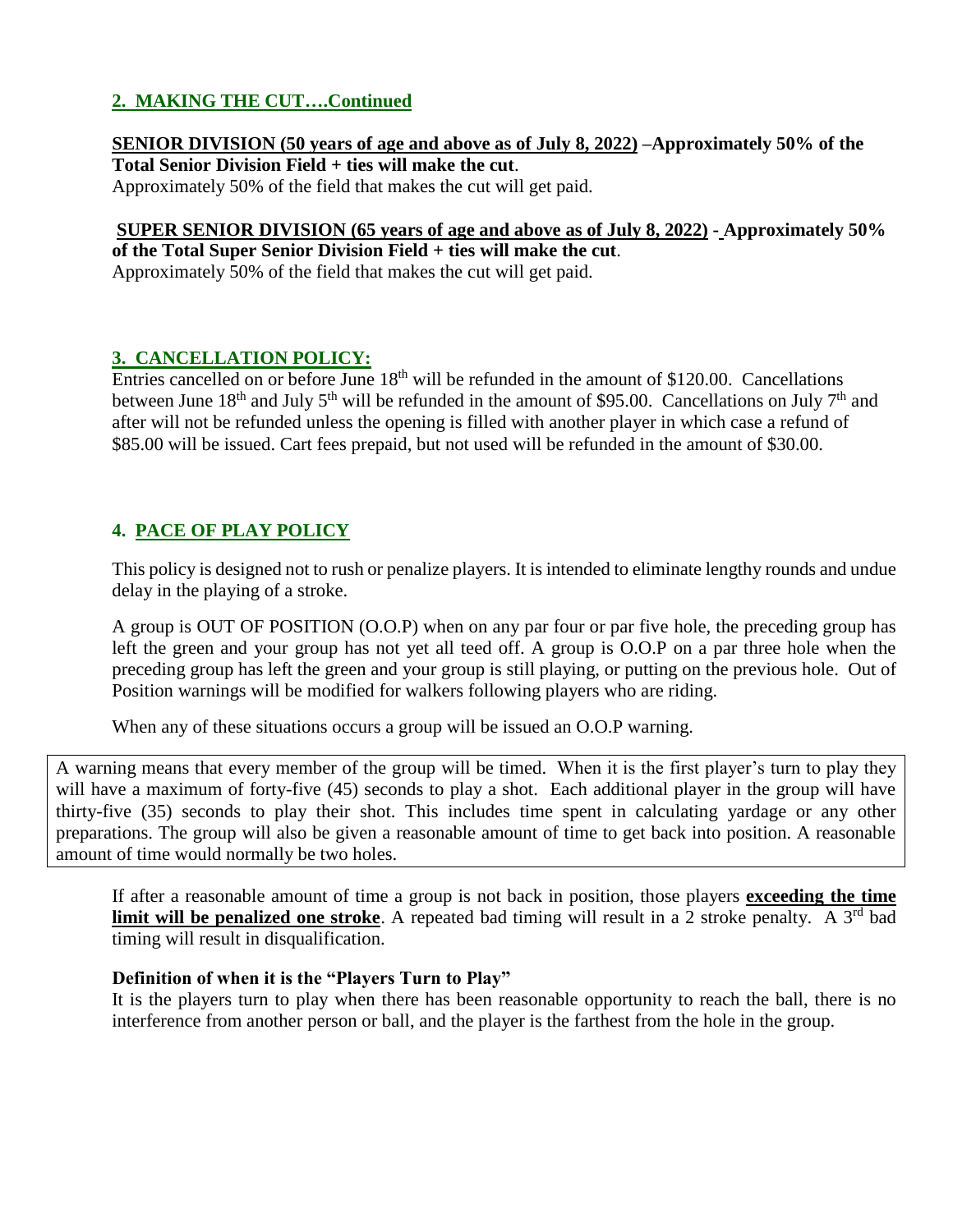## 2. MAKING THE CUT….Continued

**SENIOR DIVISION (50 years of age and above as of July 8, 2022) –Approximately 50% of the Total Senior Division Field + ties will make the cut**.
Approximately 50% of the field that makes the cut will get paid.

**SUPER SENIOR DIVISION (65 years of age and above as of July 8, 2022) - Approximately 50% of the Total Super Senior Division Field + ties will make the cut**.
Approximately 50% of the field that makes the cut will get paid.

## 3. CANCELLATION POLICY:

Entries cancelled on or before June 18th will be refunded in the amount of $120.00. Cancellations between June 18th and July 5th will be refunded in the amount of $95.00. Cancellations on July 7th and after will not be refunded unless the opening is filled with another player in which case a refund of $85.00 will be issued. Cart fees prepaid, but not used will be refunded in the amount of $30.00.

## 4. PACE OF PLAY POLICY

This policy is designed not to rush or penalize players. It is intended to eliminate lengthy rounds and undue delay in the playing of a stroke.

A group is OUT OF POSITION (O.O.P) when on any par four or par five hole, the preceding group has left the green and your group has not yet all teed off. A group is O.O.P on a par three hole when the preceding group has left the green and your group is still playing, or putting on the previous hole. Out of Position warnings will be modified for walkers following players who are riding.

When any of these situations occurs a group will be issued an O.O.P warning.

A warning means that every member of the group will be timed. When it is the first player's turn to play they will have a maximum of forty-five (45) seconds to play a shot. Each additional player in the group will have thirty-five (35) seconds to play their shot. This includes time spent in calculating yardage or any other preparations. The group will also be given a reasonable amount of time to get back into position. A reasonable amount of time would normally be two holes.

If after a reasonable amount of time a group is not back in position, those players **exceeding the time limit will be penalized one stroke**. A repeated bad timing will result in a 2 stroke penalty. A 3rd bad timing will result in disqualification.

**Definition of when it is the "Players Turn to Play"**

It is the players turn to play when there has been reasonable opportunity to reach the ball, there is no interference from another person or ball, and the player is the farthest from the hole in the group.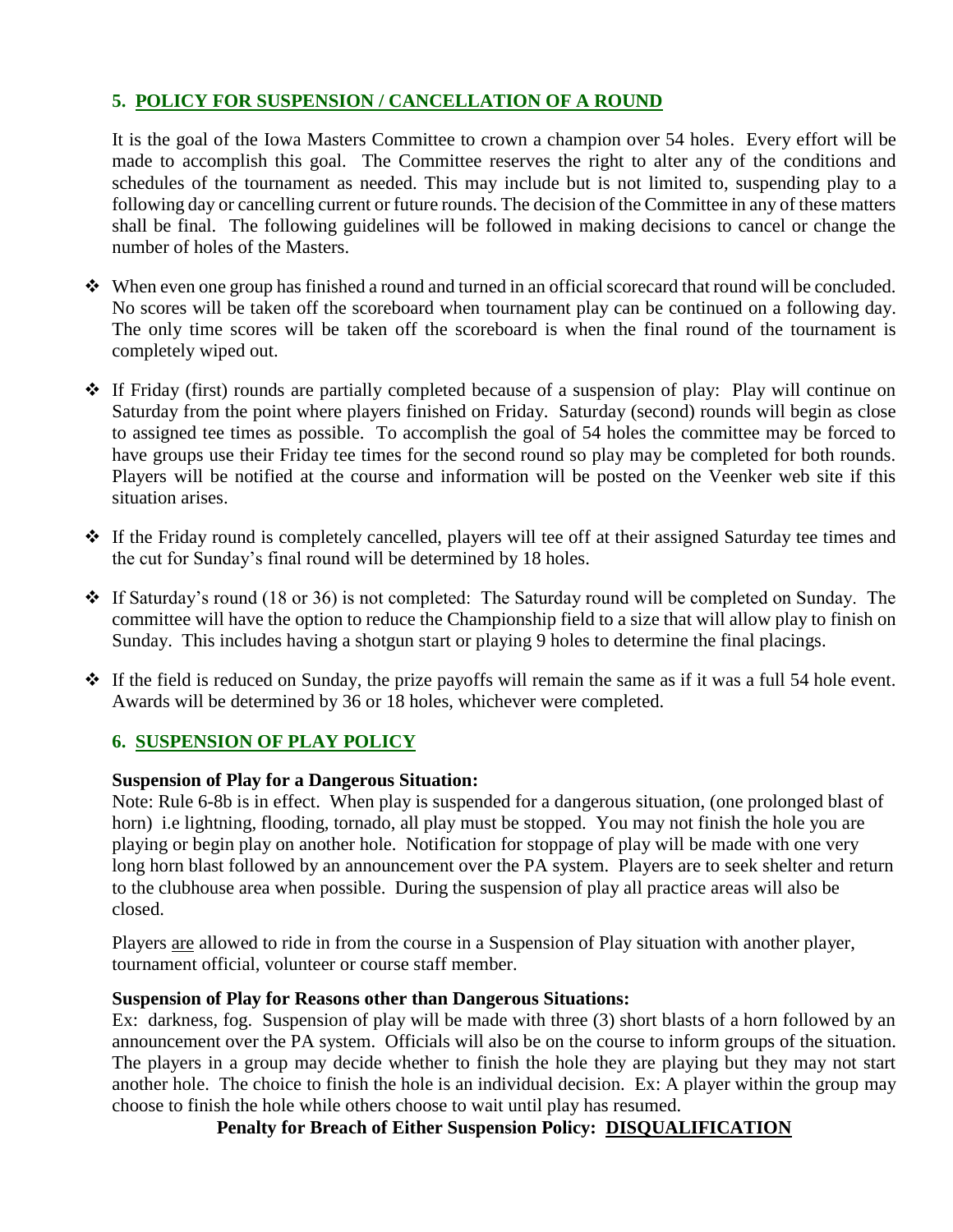## 5. POLICY FOR SUSPENSION / CANCELLATION OF A ROUND

It is the goal of the Iowa Masters Committee to crown a champion over 54 holes. Every effort will be made to accomplish this goal. The Committee reserves the right to alter any of the conditions and schedules of the tournament as needed. This may include but is not limited to, suspending play to a following day or cancelling current or future rounds. The decision of the Committee in any of these matters shall be final. The following guidelines will be followed in making decisions to cancel or change the number of holes of the Masters.

- When even one group has finished a round and turned in an official scorecard that round will be concluded. No scores will be taken off the scoreboard when tournament play can be continued on a following day. The only time scores will be taken off the scoreboard is when the final round of the tournament is completely wiped out.
- If Friday (first) rounds are partially completed because of a suspension of play: Play will continue on Saturday from the point where players finished on Friday. Saturday (second) rounds will begin as close to assigned tee times as possible. To accomplish the goal of 54 holes the committee may be forced to have groups use their Friday tee times for the second round so play may be completed for both rounds. Players will be notified at the course and information will be posted on the Veenker web site if this situation arises.
- If the Friday round is completely cancelled, players will tee off at their assigned Saturday tee times and the cut for Sunday's final round will be determined by 18 holes.
- If Saturday's round (18 or 36) is not completed: The Saturday round will be completed on Sunday. The committee will have the option to reduce the Championship field to a size that will allow play to finish on Sunday. This includes having a shotgun start or playing 9 holes to determine the final placings.
- If the field is reduced on Sunday, the prize payoffs will remain the same as if it was a full 54 hole event. Awards will be determined by 36 or 18 holes, whichever were completed.

## 6. SUSPENSION OF PLAY POLICY

**Suspension of Play for a Dangerous Situation:**

Note: Rule 6-8b is in effect. When play is suspended for a dangerous situation, (one prolonged blast of horn) i.e lightning, flooding, tornado, all play must be stopped. You may not finish the hole you are playing or begin play on another hole. Notification for stoppage of play will be made with one very long horn blast followed by an announcement over the PA system. Players are to seek shelter and return to the clubhouse area when possible. During the suspension of play all practice areas will also be closed.

Players <u>are</u> allowed to ride in from the course in a Suspension of Play situation with another player, tournament official, volunteer or course staff member.

**Suspension of Play for Reasons other than Dangerous Situations:**

Ex: darkness, fog. Suspension of play will be made with three (3) short blasts of a horn followed by an announcement over the PA system. Officials will also be on the course to inform groups of the situation. The players in a group may decide whether to finish the hole they are playing but they may not start another hole. The choice to finish the hole is an individual decision. Ex: A player within the group may choose to finish the hole while others choose to wait until play has resumed.

**Penalty for Breach of Either Suspension Policy: <u>DISQUALIFICATION</u>**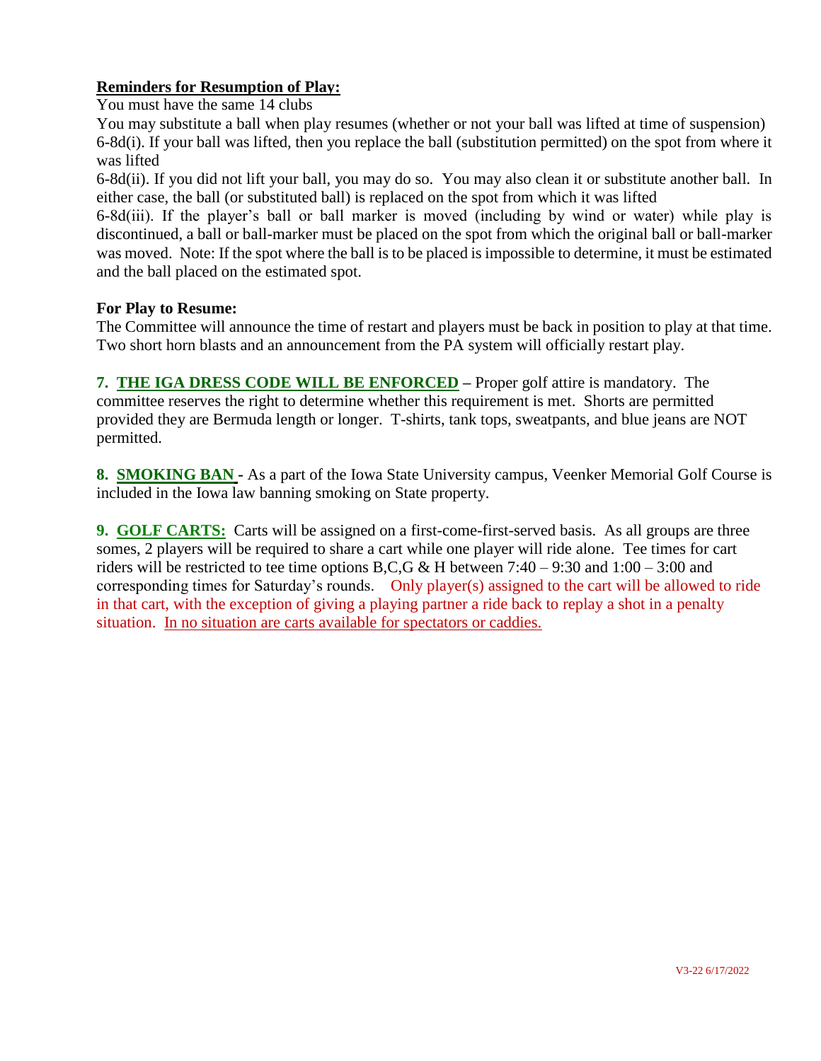**Reminders for Resumption of Play:**

You must have the same 14 clubs

You may substitute a ball when play resumes (whether or not your ball was lifted at time of suspension)

6-8d(i). If your ball was lifted, then you replace the ball (substitution permitted) on the spot from where it was lifted

6-8d(ii). If you did not lift your ball, you may do so. You may also clean it or substitute another ball. In either case, the ball (or substituted ball) is replaced on the spot from which it was lifted

6-8d(iii). If the player's ball or ball marker is moved (including by wind or water) while play is discontinued, a ball or ball-marker must be placed on the spot from which the original ball or ball-marker was moved. Note: If the spot where the ball is to be placed is impossible to determine, it must be estimated and the ball placed on the estimated spot.

**For Play to Resume:**

The Committee will announce the time of restart and players must be back in position to play at that time. Two short horn blasts and an announcement from the PA system will officially restart play.

**7. THE IGA DRESS CODE WILL BE ENFORCED –** Proper golf attire is mandatory. The committee reserves the right to determine whether this requirement is met. Shorts are permitted provided they are Bermuda length or longer. T-shirts, tank tops, sweatpants, and blue jeans are NOT permitted.

**8. SMOKING BAN -** As a part of the Iowa State University campus, Veenker Memorial Golf Course is included in the Iowa law banning smoking on State property.

**9. GOLF CARTS:** Carts will be assigned on a first-come-first-served basis. As all groups are three somes, 2 players will be required to share a cart while one player will ride alone. Tee times for cart riders will be restricted to tee time options B,C,G & H between 7:40 – 9:30 and 1:00 – 3:00 and corresponding times for Saturday's rounds. Only player(s) assigned to the cart will be allowed to ride in that cart, with the exception of giving a playing partner a ride back to replay a shot in a penalty situation. In no situation are carts available for spectators or caddies.

V3-22 6/17/2022